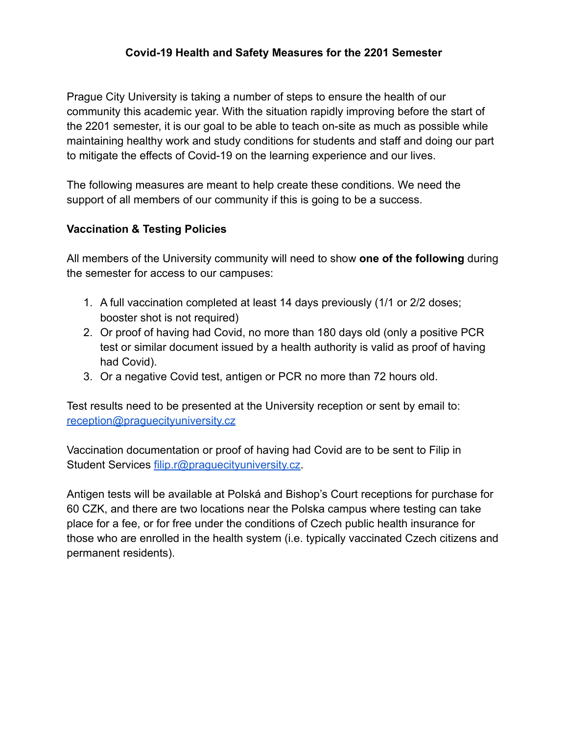# Covid-19 Health and Safety Measures for the 2201 Semester

Prague City University is taking a number of steps to ensure the health of our community this academic year. With the situation rapidly improving before the start of the 2201 semester, it is our goal to be able to teach on-site as much as possible while maintaining healthy work and study conditions for students and staff and doing our part to mitigate the effects of Covid-19 on the learning experience and our lives.

The following measures are meant to help create these conditions. We need the support of all members of our community if this is going to be a success.

## Vaccination & Testing Policies

All members of the University community will need to show **one of the following** during the semester for access to our campuses:

1. A full vaccination completed at least 14 days previously (1/1 or 2/2 doses; booster shot is not required)
2. Or proof of having had Covid, no more than 180 days old (only a positive PCR test or similar document issued by a health authority is valid as proof of having had Covid).
3. Or a negative Covid test, antigen or PCR no more than 72 hours old.

Test results need to be presented at the University reception or sent by email to: reception@praguecityuniversity.cz

Vaccination documentation or proof of having had Covid are to be sent to Filip in Student Services filip.r@praguecityuniversity.cz.

Antigen tests will be available at Polská and Bishop's Court receptions for purchase for 60 CZK, and there are two locations near the Polska campus where testing can take place for a fee, or for free under the conditions of Czech public health insurance for those who are enrolled in the health system (i.e. typically vaccinated Czech citizens and permanent residents).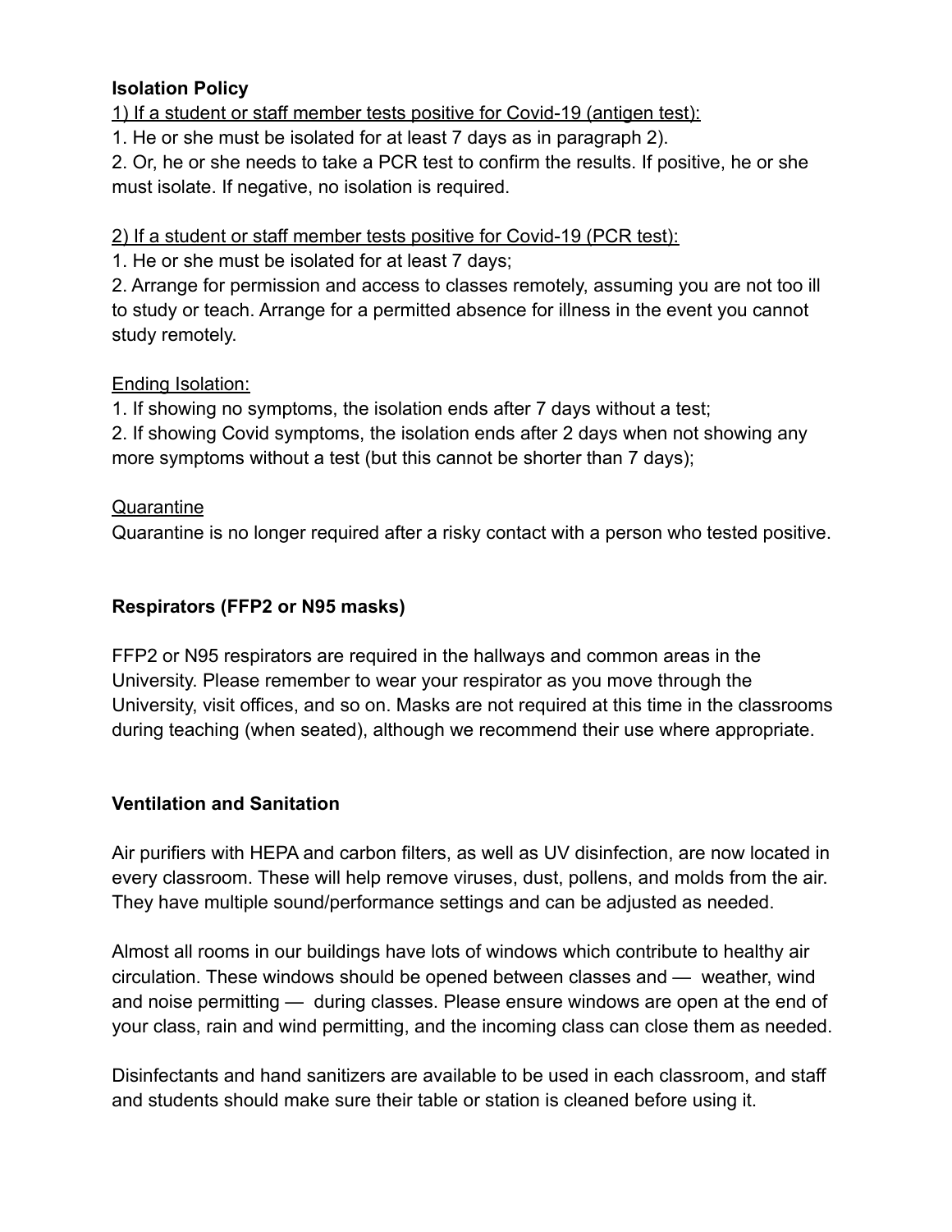**Isolation Policy**

1) If a student or staff member tests positive for Covid-19 (antigen test):

1. He or she must be isolated for at least 7 days as in paragraph 2).
2. Or, he or she needs to take a PCR test to confirm the results. If positive, he or she must isolate. If negative, no isolation is required.

2) If a student or staff member tests positive for Covid-19 (PCR test):

1. He or she must be isolated for at least 7 days;
2. Arrange for permission and access to classes remotely, assuming you are not too ill to study or teach. Arrange for a permitted absence for illness in the event you cannot study remotely.

Ending Isolation:

1. If showing no symptoms, the isolation ends after 7 days without a test;
2. If showing Covid symptoms, the isolation ends after 2 days when not showing any more symptoms without a test (but this cannot be shorter than 7 days);

Quarantine

Quarantine is no longer required after a risky contact with a person who tested positive.

**Respirators (FFP2 or N95 masks)**

FFP2 or N95 respirators are required in the hallways and common areas in the University. Please remember to wear your respirator as you move through the University, visit offices, and so on. Masks are not required at this time in the classrooms during teaching (when seated), although we recommend their use where appropriate.

**Ventilation and Sanitation**

Air purifiers with HEPA and carbon filters, as well as UV disinfection, are now located in every classroom. These will help remove viruses, dust, pollens, and molds from the air. They have multiple sound/performance settings and can be adjusted as needed.

Almost all rooms in our buildings have lots of windows which contribute to healthy air circulation. These windows should be opened between classes and — weather, wind and noise permitting — during classes. Please ensure windows are open at the end of your class, rain and wind permitting, and the incoming class can close them as needed.

Disinfectants and hand sanitizers are available to be used in each classroom, and staff and students should make sure their table or station is cleaned before using it.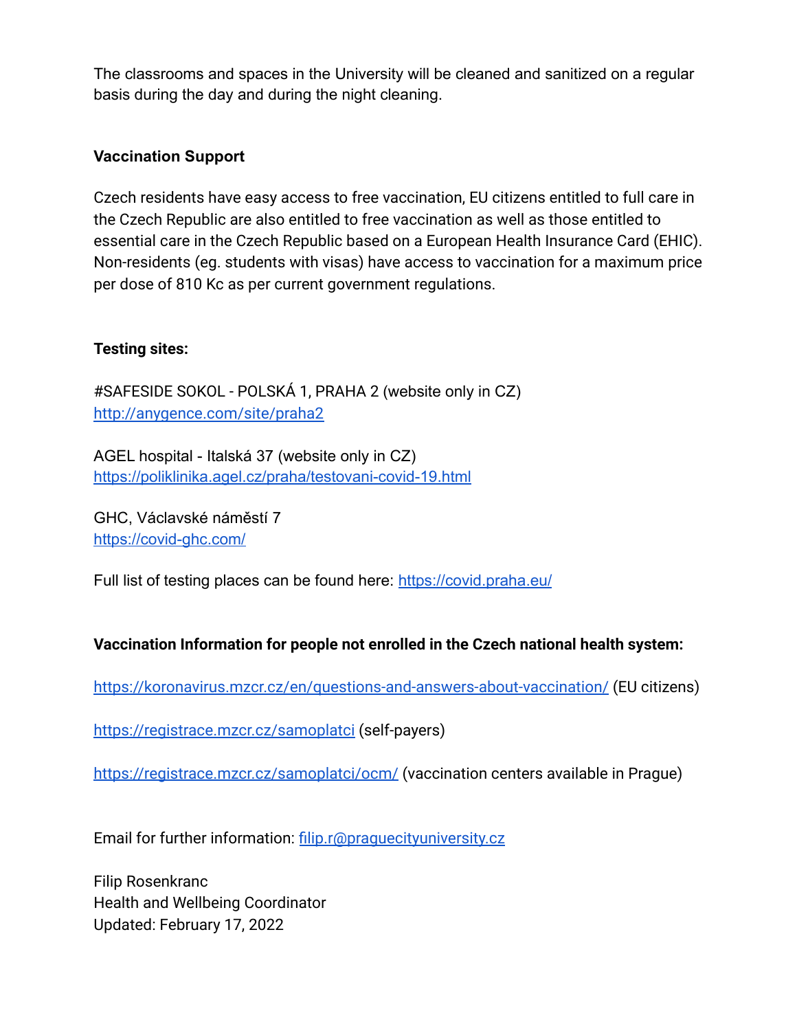The classrooms and spaces in the University will be cleaned and sanitized on a regular basis during the day and during the night cleaning.

**Vaccination Support**

Czech residents have easy access to free vaccination, EU citizens entitled to full care in the Czech Republic are also entitled to free vaccination as well as those entitled to essential care in the Czech Republic based on a European Health Insurance Card (EHIC). Non-residents (eg. students with visas) have access to vaccination for a maximum price per dose of 810 Kc as per current government regulations.

**Testing sites:**

#SAFESIDE SOKOL - POLSKÁ 1, PRAHA 2 (website only in CZ)
http://anygence.com/site/praha2

AGEL hospital - Italská 37 (website only in CZ)
https://poliklinika.agel.cz/praha/testovani-covid-19.html

GHC, Václavské náměstí 7
https://covid-ghc.com/

Full list of testing places can be found here: https://covid.praha.eu/

**Vaccination Information for people not enrolled in the Czech national health system:**

https://koronavirus.mzcr.cz/en/questions-and-answers-about-vaccination/ (EU citizens)

https://registrace.mzcr.cz/samoplatci (self-payers)

https://registrace.mzcr.cz/samoplatci/ocm/ (vaccination centers available in Prague)

Email for further information: filip.r@praguecityuniversity.cz

Filip Rosenkranc
Health and Wellbeing Coordinator
Updated: February 17, 2022